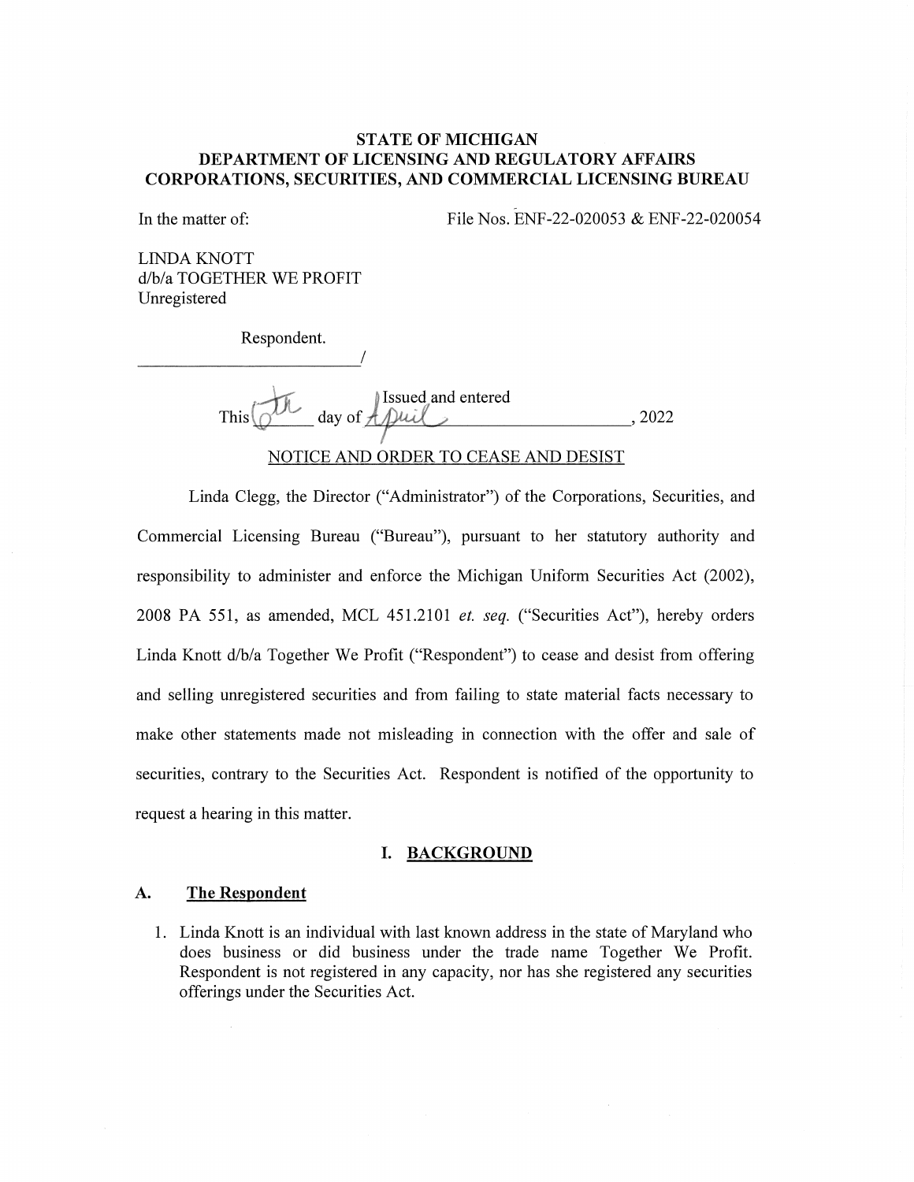**STATE OF MICHIGAN**
**DEPARTMENT OF LICENSING AND REGULATORY AFFAIRS**
**CORPORATIONS, SECURITIES, AND COMMERCIAL LICENSING BUREAU**

In the matter of: File Nos. ENF-22-020053 & ENF-22-020054

LINDA KNOTT
d/b/a TOGETHER WE PROFIT
Unregistered

Respondent.
\_\_\_\_\_\_\_\_\_\_\_\_\_\_\_\_\_\_\_\_\_\_\_\_\_\_/

Issued and entered
This 6th day of April, 2022

NOTICE AND ORDER TO CEASE AND DESIST

Linda Clegg, the Director ("Administrator") of the Corporations, Securities, and Commercial Licensing Bureau ("Bureau"), pursuant to her statutory authority and responsibility to administer and enforce the Michigan Uniform Securities Act (2002), 2008 PA 551, as amended, MCL 451.2101 *et. seq.* ("Securities Act"), hereby orders Linda Knott d/b/a Together We Profit ("Respondent") to cease and desist from offering and selling unregistered securities and from failing to state material facts necessary to make other statements made not misleading in connection with the offer and sale of securities, contrary to the Securities Act. Respondent is notified of the opportunity to request a hearing in this matter.

## I. BACKGROUND

### A. The Respondent

1. Linda Knott is an individual with last known address in the state of Maryland who does business or did business under the trade name Together We Profit. Respondent is not registered in any capacity, nor has she registered any securities offerings under the Securities Act.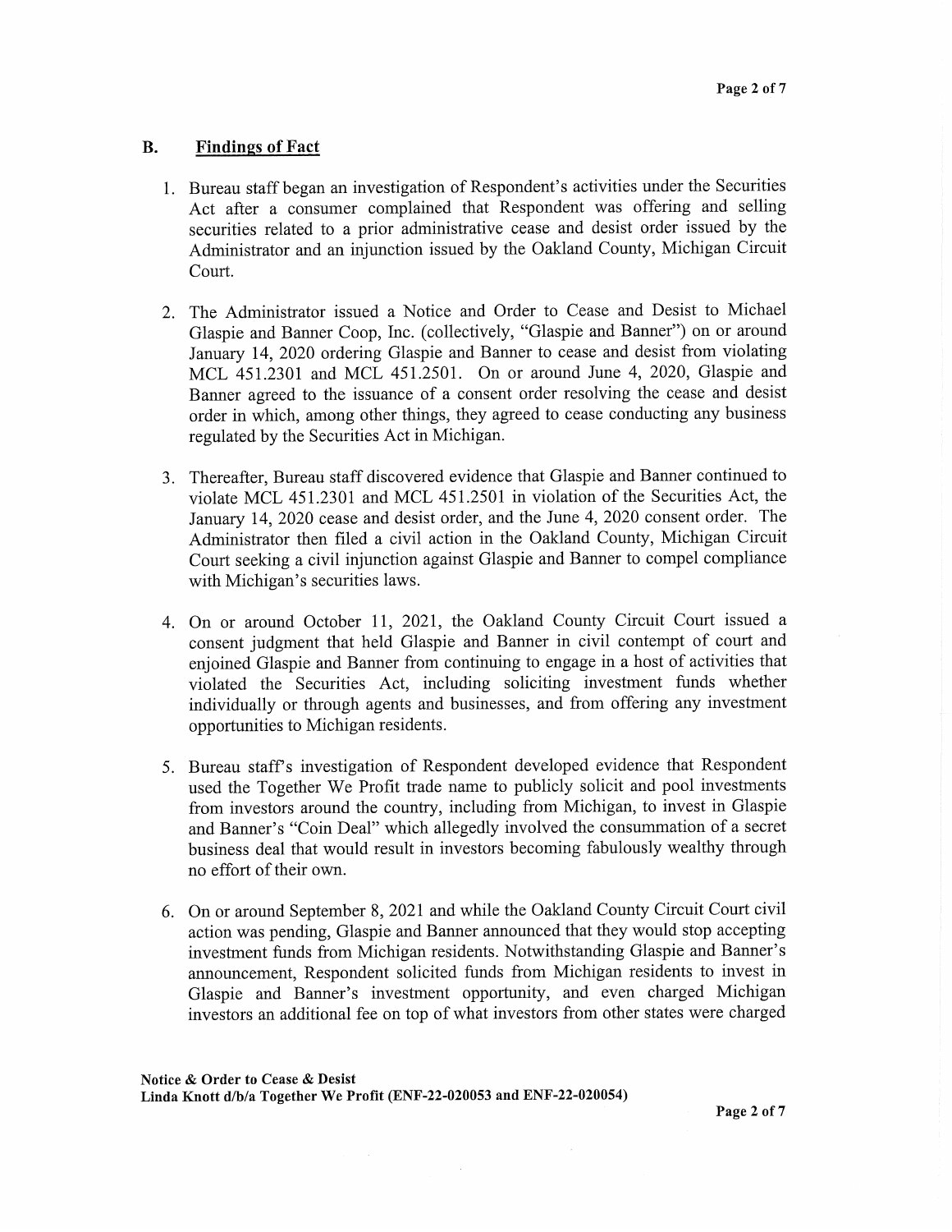## B. Findings of Fact

1. Bureau staff began an investigation of Respondent's activities under the Securities Act after a consumer complained that Respondent was offering and selling securities related to a prior administrative cease and desist order issued by the Administrator and an injunction issued by the Oakland County, Michigan Circuit Court.

2. The Administrator issued a Notice and Order to Cease and Desist to Michael Glaspie and Banner Coop, Inc. (collectively, "Glaspie and Banner") on or around January 14, 2020 ordering Glaspie and Banner to cease and desist from violating MCL 451.2301 and MCL 451.2501. On or around June 4, 2020, Glaspie and Banner agreed to the issuance of a consent order resolving the cease and desist order in which, among other things, they agreed to cease conducting any business regulated by the Securities Act in Michigan.

3. Thereafter, Bureau staff discovered evidence that Glaspie and Banner continued to violate MCL 451.2301 and MCL 451.2501 in violation of the Securities Act, the January 14, 2020 cease and desist order, and the June 4, 2020 consent order. The Administrator then filed a civil action in the Oakland County, Michigan Circuit Court seeking a civil injunction against Glaspie and Banner to compel compliance with Michigan's securities laws.

4. On or around October 11, 2021, the Oakland County Circuit Court issued a consent judgment that held Glaspie and Banner in civil contempt of court and enjoined Glaspie and Banner from continuing to engage in a host of activities that violated the Securities Act, including soliciting investment funds whether individually or through agents and businesses, and from offering any investment opportunities to Michigan residents.

5. Bureau staff's investigation of Respondent developed evidence that Respondent used the Together We Profit trade name to publicly solicit and pool investments from investors around the country, including from Michigan, to invest in Glaspie and Banner's "Coin Deal" which allegedly involved the consummation of a secret business deal that would result in investors becoming fabulously wealthy through no effort of their own.

6. On or around September 8, 2021 and while the Oakland County Circuit Court civil action was pending, Glaspie and Banner announced that they would stop accepting investment funds from Michigan residents. Notwithstanding Glaspie and Banner's announcement, Respondent solicited funds from Michigan residents to invest in Glaspie and Banner's investment opportunity, and even charged Michigan investors an additional fee on top of what investors from other states were charged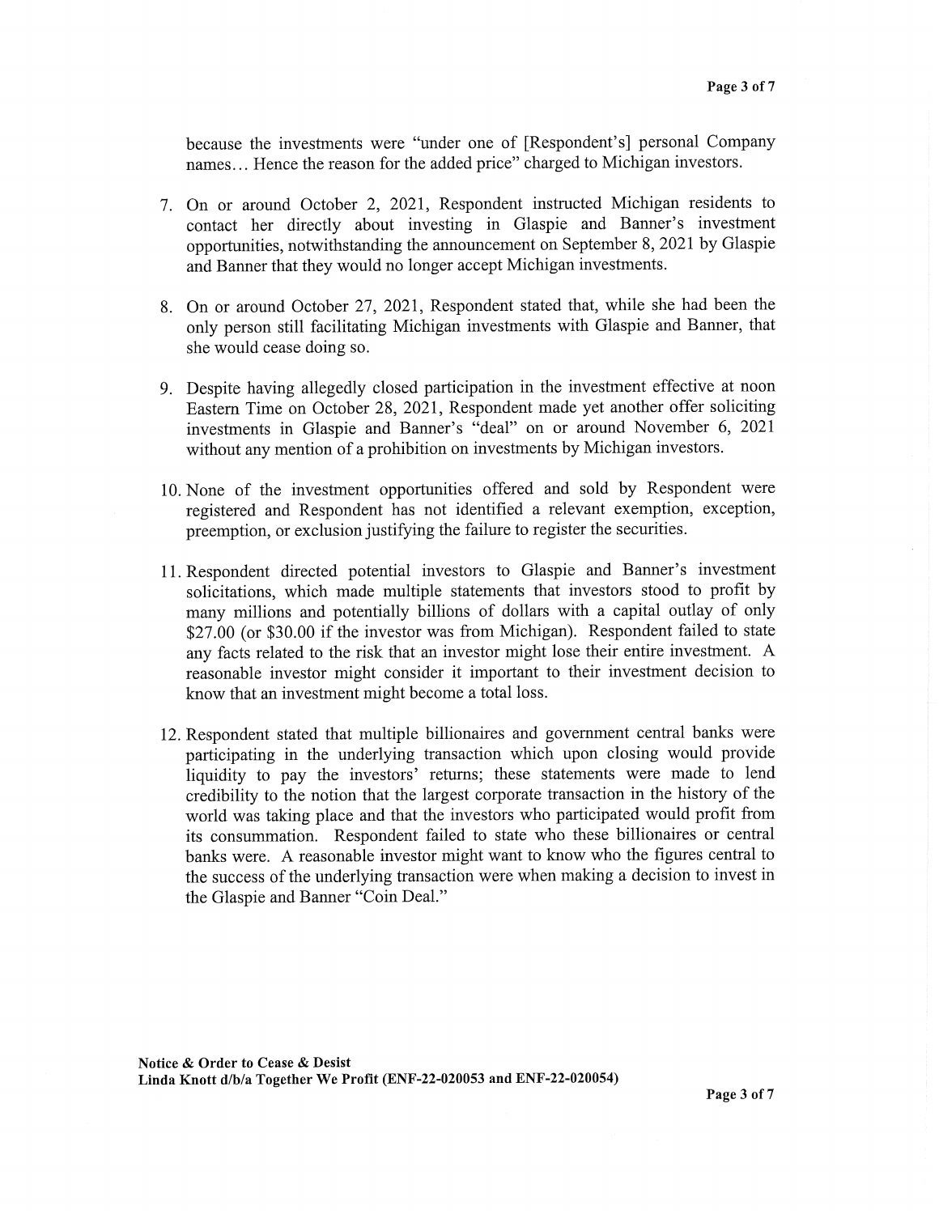because the investments were "under one of [Respondent's] personal Company names… Hence the reason for the added price" charged to Michigan investors.

7. On or around October 2, 2021, Respondent instructed Michigan residents to contact her directly about investing in Glaspie and Banner's investment opportunities, notwithstanding the announcement on September 8, 2021 by Glaspie and Banner that they would no longer accept Michigan investments.

8. On or around October 27, 2021, Respondent stated that, while she had been the only person still facilitating Michigan investments with Glaspie and Banner, that she would cease doing so.

9. Despite having allegedly closed participation in the investment effective at noon Eastern Time on October 28, 2021, Respondent made yet another offer soliciting investments in Glaspie and Banner's "deal" on or around November 6, 2021 without any mention of a prohibition on investments by Michigan investors.

10. None of the investment opportunities offered and sold by Respondent were registered and Respondent has not identified a relevant exemption, exception, preemption, or exclusion justifying the failure to register the securities.

11. Respondent directed potential investors to Glaspie and Banner's investment solicitations, which made multiple statements that investors stood to profit by many millions and potentially billions of dollars with a capital outlay of only $27.00 (or $30.00 if the investor was from Michigan). Respondent failed to state any facts related to the risk that an investor might lose their entire investment. A reasonable investor might consider it important to their investment decision to know that an investment might become a total loss.

12. Respondent stated that multiple billionaires and government central banks were participating in the underlying transaction which upon closing would provide liquidity to pay the investors' returns; these statements were made to lend credibility to the notion that the largest corporate transaction in the history of the world was taking place and that the investors who participated would profit from its consummation. Respondent failed to state who these billionaires or central banks were. A reasonable investor might want to know who the figures central to the success of the underlying transaction were when making a decision to invest in the Glaspie and Banner "Coin Deal."

**Notice & Order to Cease & Desist**
**Linda Knott d/b/a Together We Profit (ENF-22-020053 and ENF-22-020054)**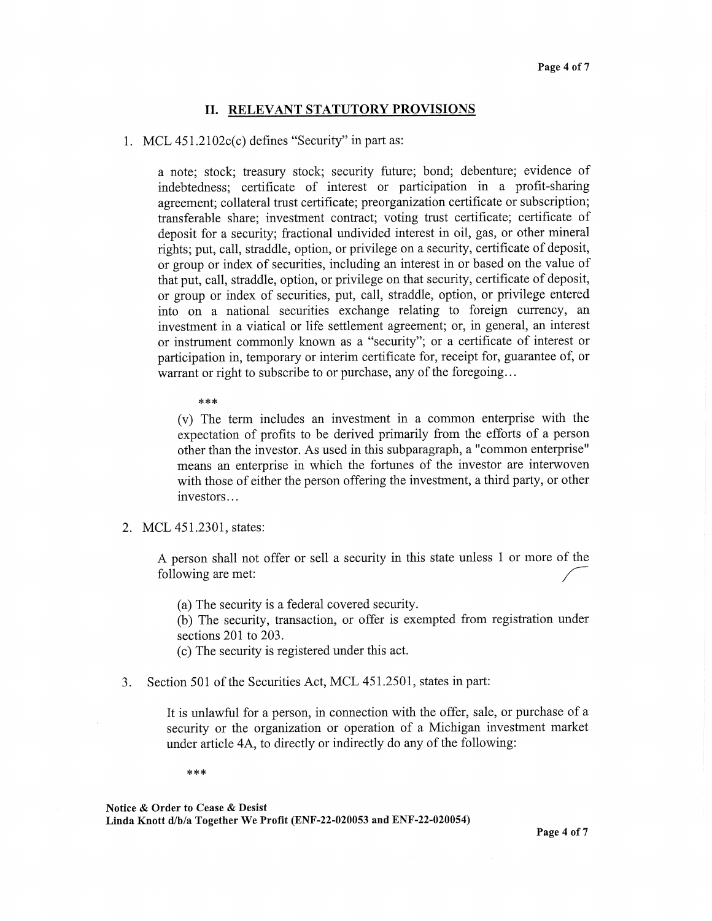## II. RELEVANT STATUTORY PROVISIONS

1. MCL 451.2102c(c) defines "Security" in part as:

   a note; stock; treasury stock; security future; bond; debenture; evidence of indebtedness; certificate of interest or participation in a profit-sharing agreement; collateral trust certificate; preorganization certificate or subscription; transferable share; investment contract; voting trust certificate; certificate of deposit for a security; fractional undivided interest in oil, gas, or other mineral rights; put, call, straddle, option, or privilege on a security, certificate of deposit, or group or index of securities, including an interest in or based on the value of that put, call, straddle, option, or privilege on that security, certificate of deposit, or group or index of securities, put, call, straddle, option, or privilege entered into on a national securities exchange relating to foreign currency, an investment in a viatical or life settlement agreement; or, in general, an interest or instrument commonly known as a "security"; or a certificate of interest or participation in, temporary or interim certificate for, receipt for, guarantee of, or warrant or right to subscribe to or purchase, any of the foregoing…

   \*\*\*

   (v) The term includes an investment in a common enterprise with the expectation of profits to be derived primarily from the efforts of a person other than the investor. As used in this subparagraph, a "common enterprise" means an enterprise in which the fortunes of the investor are interwoven with those of either the person offering the investment, a third party, or other investors…

2. MCL 451.2301, states:

   A person shall not offer or sell a security in this state unless 1 or more of the following are met:

   (a) The security is a federal covered security.
   (b) The security, transaction, or offer is exempted from registration under sections 201 to 203.
   (c) The security is registered under this act.

3. Section 501 of the Securities Act, MCL 451.2501, states in part:

   It is unlawful for a person, in connection with the offer, sale, or purchase of a security or the organization or operation of a Michigan investment market under article 4A, to directly or indirectly do any of the following:

   \*\*\*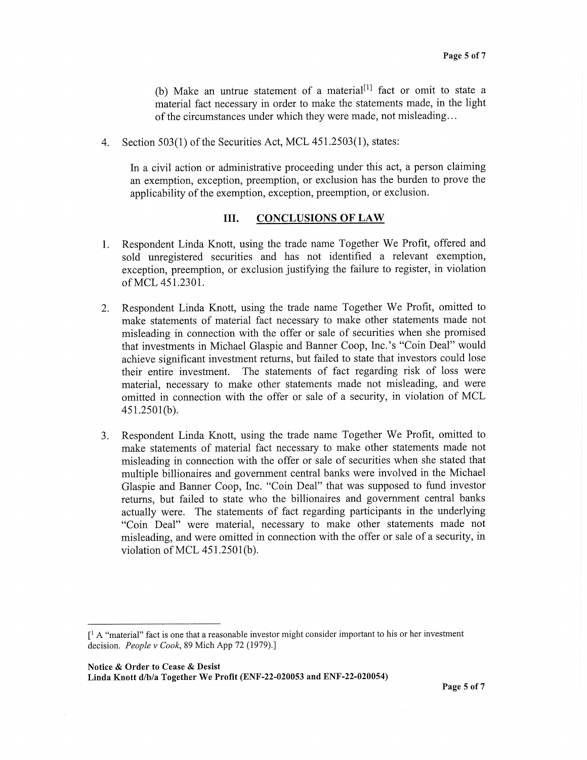(b) Make an untrue statement of a material[1] fact or omit to state a material fact necessary in order to make the statements made, in the light of the circumstances under which they were made, not misleading…

4. Section 503(1) of the Securities Act, MCL 451.2503(1), states:

   In a civil action or administrative proceeding under this act, a person claiming an exemption, exception, preemption, or exclusion has the burden to prove the applicability of the exemption, exception, preemption, or exclusion.

## III. CONCLUSIONS OF LAW

1. Respondent Linda Knott, using the trade name Together We Profit, offered and sold unregistered securities and has not identified a relevant exemption, exception, preemption, or exclusion justifying the failure to register, in violation of MCL 451.2301.

2. Respondent Linda Knott, using the trade name Together We Profit, omitted to make statements of material fact necessary to make other statements made not misleading in connection with the offer or sale of securities when she promised that investments in Michael Glaspie and Banner Coop, Inc.'s "Coin Deal" would achieve significant investment returns, but failed to state that investors could lose their entire investment. The statements of fact regarding risk of loss were material, necessary to make other statements made not misleading, and were omitted in connection with the offer or sale of a security, in violation of MCL 451.2501(b).

3. Respondent Linda Knott, using the trade name Together We Profit, omitted to make statements of material fact necessary to make other statements made not misleading in connection with the offer or sale of securities when she stated that multiple billionaires and government central banks were involved in the Michael Glaspie and Banner Coop, Inc. "Coin Deal" that was supposed to fund investor returns, but failed to state who the billionaires and government central banks actually were. The statements of fact regarding participants in the underlying "Coin Deal" were material, necessary to make other statements made not misleading, and were omitted in connection with the offer or sale of a security, in violation of MCL 451.2501(b).

---

[[1] A "material" fact is one that a reasonable investor might consider important to his or her investment decision. *People v Cook*, 89 Mich App 72 (1979).]

**Notice & Order to Cease & Desist**
**Linda Knott d/b/a Together We Profit (ENF-22-020053 and ENF-22-020054)**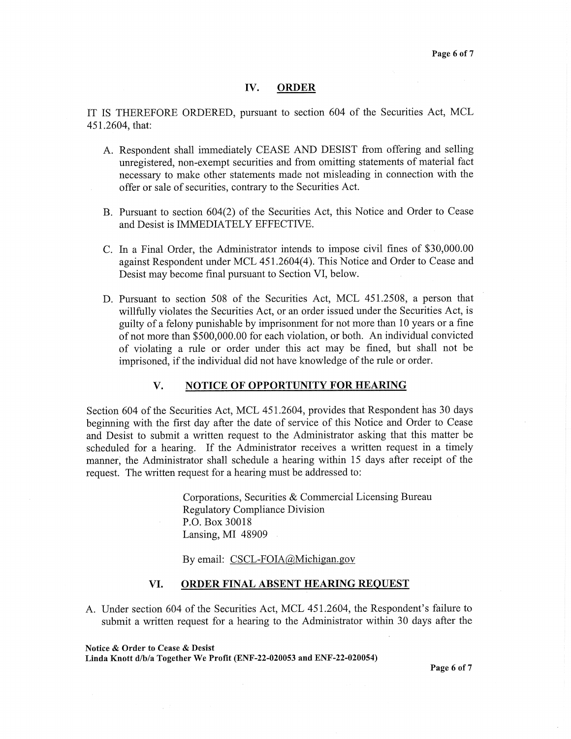## IV. ORDER

IT IS THEREFORE ORDERED, pursuant to section 604 of the Securities Act, MCL 451.2604, that:

A. Respondent shall immediately CEASE AND DESIST from offering and selling unregistered, non-exempt securities and from omitting statements of material fact necessary to make other statements made not misleading in connection with the offer or sale of securities, contrary to the Securities Act.

B. Pursuant to section 604(2) of the Securities Act, this Notice and Order to Cease and Desist is IMMEDIATELY EFFECTIVE.

C. In a Final Order, the Administrator intends to impose civil fines of $30,000.00 against Respondent under MCL 451.2604(4). This Notice and Order to Cease and Desist may become final pursuant to Section VI, below.

D. Pursuant to section 508 of the Securities Act, MCL 451.2508, a person that willfully violates the Securities Act, or an order issued under the Securities Act, is guilty of a felony punishable by imprisonment for not more than 10 years or a fine of not more than $500,000.00 for each violation, or both. An individual convicted of violating a rule or order under this act may be fined, but shall not be imprisoned, if the individual did not have knowledge of the rule or order.

## V. NOTICE OF OPPORTUNITY FOR HEARING

Section 604 of the Securities Act, MCL 451.2604, provides that Respondent has 30 days beginning with the first day after the date of service of this Notice and Order to Cease and Desist to submit a written request to the Administrator asking that this matter be scheduled for a hearing. If the Administrator receives a written request in a timely manner, the Administrator shall schedule a hearing within 15 days after receipt of the request. The written request for a hearing must be addressed to:

Corporations, Securities & Commercial Licensing Bureau
Regulatory Compliance Division
P.O. Box 30018
Lansing, MI 48909

By email: CSCL-FOIA@Michigan.gov

## VI. ORDER FINAL ABSENT HEARING REQUEST

A. Under section 604 of the Securities Act, MCL 451.2604, the Respondent's failure to submit a written request for a hearing to the Administrator within 30 days after the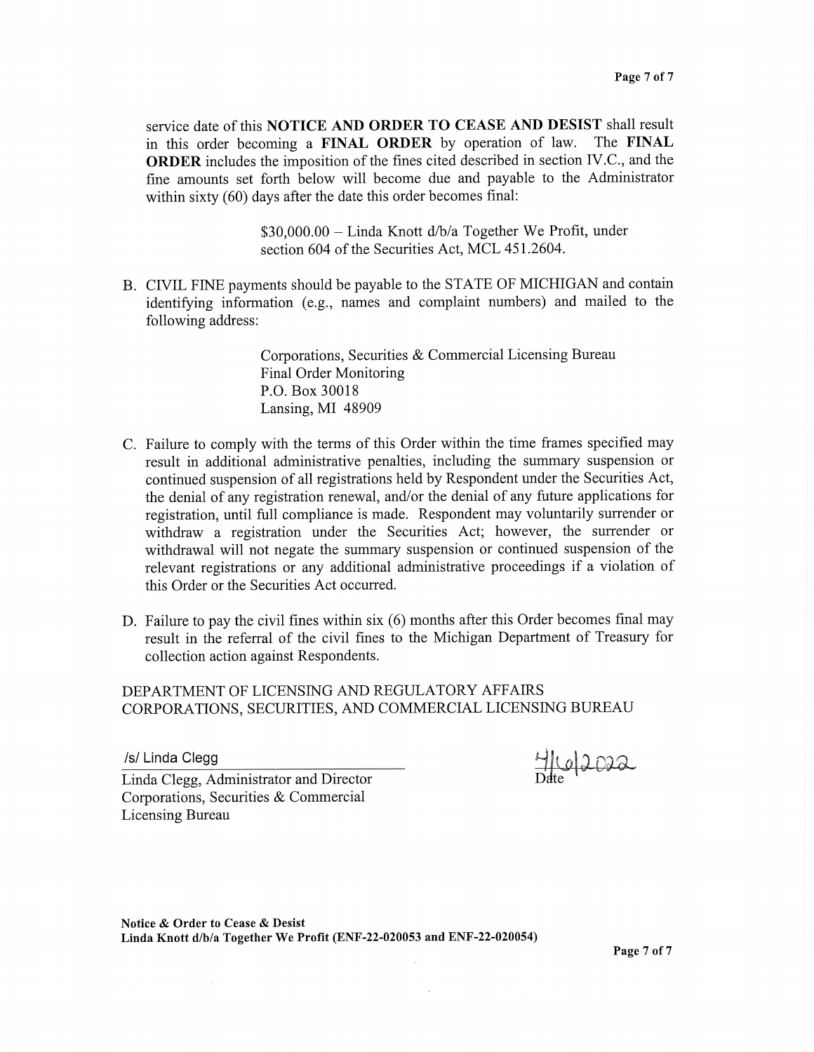service date of this **NOTICE AND ORDER TO CEASE AND DESIST** shall result in this order becoming a **FINAL ORDER** by operation of law. The **FINAL ORDER** includes the imposition of the fines cited described in section IV.C., and the fine amounts set forth below will become due and payable to the Administrator within sixty (60) days after the date this order becomes final:

> $30,000.00 – Linda Knott d/b/a Together We Profit, under section 604 of the Securities Act, MCL 451.2604.

B. CIVIL FINE payments should be payable to the STATE OF MICHIGAN and contain identifying information (e.g., names and complaint numbers) and mailed to the following address:

> Corporations, Securities & Commercial Licensing Bureau
> Final Order Monitoring
> P.O. Box 30018
> Lansing, MI 48909

C. Failure to comply with the terms of this Order within the time frames specified may result in additional administrative penalties, including the summary suspension or continued suspension of all registrations held by Respondent under the Securities Act, the denial of any registration renewal, and/or the denial of any future applications for registration, until full compliance is made. Respondent may voluntarily surrender or withdraw a registration under the Securities Act; however, the surrender or withdrawal will not negate the summary suspension or continued suspension of the relevant registrations or any additional administrative proceedings if a violation of this Order or the Securities Act occurred.

D. Failure to pay the civil fines within six (6) months after this Order becomes final may result in the referral of the civil fines to the Michigan Department of Treasury for collection action against Respondents.

DEPARTMENT OF LICENSING AND REGULATORY AFFAIRS
CORPORATIONS, SECURITIES, AND COMMERCIAL LICENSING BUREAU

/s/ Linda Clegg
Linda Clegg, Administrator and Director
Corporations, Securities & Commercial
Licensing Bureau

4/6/2022
Date

**Notice & Order to Cease & Desist**
**Linda Knott d/b/a Together We Profit (ENF-22-020053 and ENF-22-020054)**